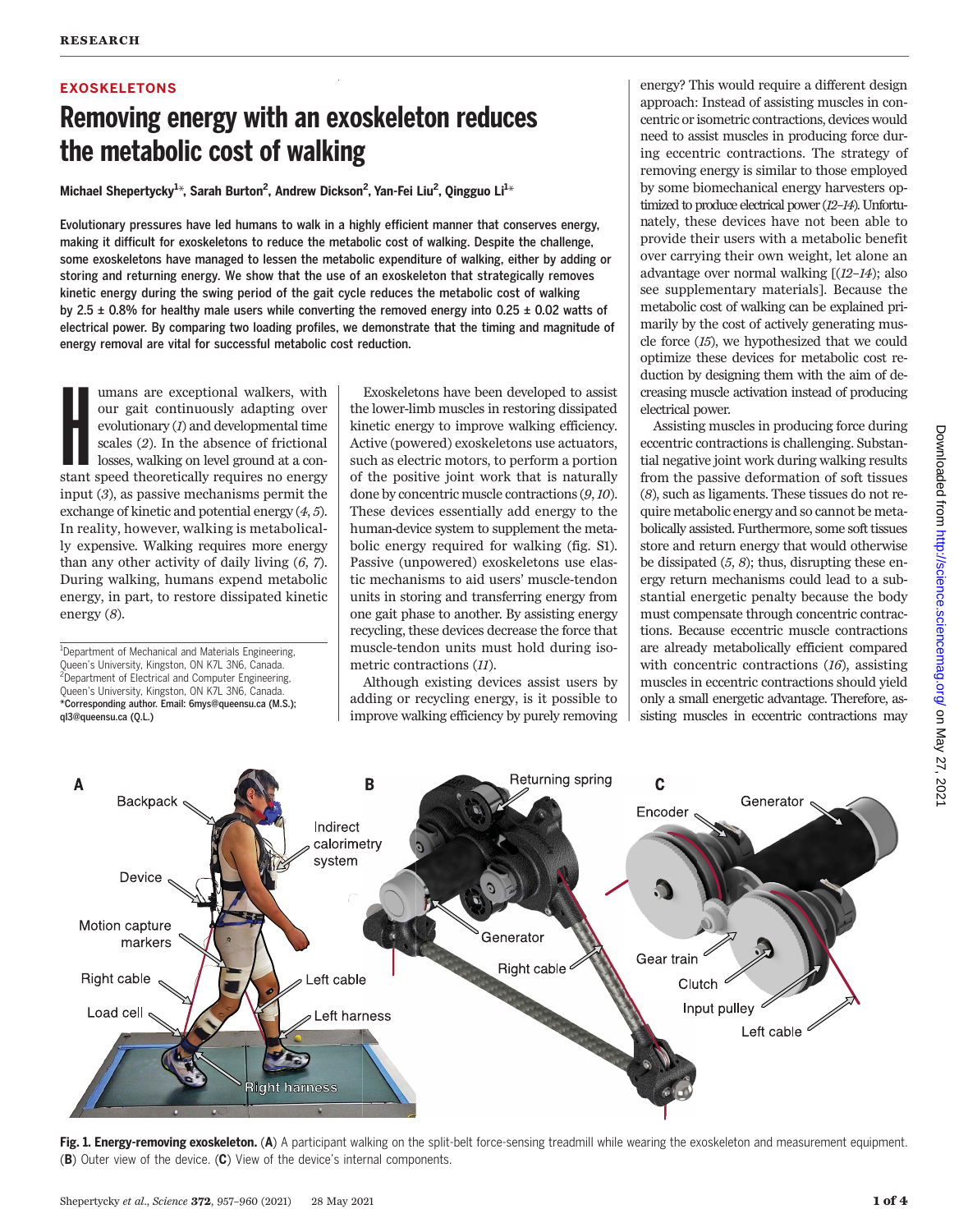EXOSKELETONS

# Removing energy with an exoskeleton reduces the metabolic cost of walking

**Michael Shepertycky[1]*, Sarah Burton[2], Andrew Dickson[2], Yan-Fei Liu[2], Qingguo Li[1]***

**Evolutionary pressures have led humans to walk in a highly efficient manner that conserves energy, making it difficult for exoskeletons to reduce the metabolic cost of walking. Despite the challenge, some exoskeletons have managed to lessen the metabolic expenditure of walking, either by adding or storing and returning energy. We show that the use of an exoskeleton that strategically removes kinetic energy during the swing period of the gait cycle reduces the metabolic cost of walking by 2.5 ± 0.8% for healthy male users while converting the removed energy into 0.25 ± 0.02 watts of electrical power. By comparing two loading profiles, we demonstrate that the timing and magnitude of energy removal are vital for successful metabolic cost reduction.**

Humans are exceptional walkers, with our gait continuously adapting over evolutionary (*1*) and developmental time scales (*2*). In the absence of frictional losses, walking on level ground at a constant speed theoretically requires no energy input (*3*), as passive mechanisms permit the exchange of kinetic and potential energy (*4*, *5*). In reality, however, walking is metabolically expensive. Walking requires more energy than any other activity of daily living (*6*, *7*). During walking, humans expend metabolic energy, in part, to restore dissipated kinetic energy (*8*).

[1]Department of Mechanical and Materials Engineering, Queen's University, Kingston, ON K7L 3N6, Canada. [2]Department of Electrical and Computer Engineering, Queen's University, Kingston, ON K7L 3N6, Canada.
*Corresponding author. Email: 6mys@queensu.ca (M.S.); ql3@queensu.ca (Q.L.)

Exoskeletons have been developed to assist the lower-limb muscles in restoring dissipated kinetic energy to improve walking efficiency. Active (powered) exoskeletons use actuators, such as electric motors, to perform a portion of the positive joint work that is naturally done by concentric muscle contractions (*9*, *10*). These devices essentially add energy to the human-device system to supplement the metabolic energy required for walking (fig. S1). Passive (unpowered) exoskeletons use elastic mechanisms to aid users' muscle-tendon units in storing and transferring energy from one gait phase to another. By assisting energy recycling, these devices decrease the force that muscle-tendon units must hold during isometric contractions (*11*).

Although existing devices assist users by adding or recycling energy, is it possible to improve walking efficiency by purely removing energy? This would require a different design approach: Instead of assisting muscles in concentric or isometric contractions, devices would need to assist muscles in producing force during eccentric contractions. The strategy of removing energy is similar to those employed by some biomechanical energy harvesters optimized to produce electrical power (*12*–*14*). Unfortunately, these devices have not been able to provide their users with a metabolic benefit over carrying their own weight, let alone an advantage over normal walking [(*12*–*14*); also see supplementary materials]. Because the metabolic cost of walking can be explained primarily by the cost of actively generating muscle force (*15*), we hypothesized that we could optimize these devices for metabolic cost reduction by designing them with the aim of decreasing muscle activation instead of producing electrical power.

Assisting muscles in producing force during eccentric contractions is challenging. Substantial negative joint work during walking results from the passive deformation of soft tissues (*8*), such as ligaments. These tissues do not require metabolic energy and so cannot be metabolically assisted. Furthermore, some soft tissues store and return energy that would otherwise be dissipated (*5*, *8*); thus, disrupting these energy return mechanisms could lead to a substantial energetic penalty because the body must compensate through concentric contractions. Because eccentric muscle contractions are already metabolically efficient compared with concentric contractions (*16*), assisting muscles in eccentric contractions should yield only a small energetic advantage. Therefore, assisting muscles in eccentric contractions may

**Fig. 1. Energy-removing exoskeleton.** (**A**) A participant walking on the split-belt force-sensing treadmill while wearing the exoskeleton and measurement equipment. (**B**) Outer view of the device. (**C**) View of the device's internal components.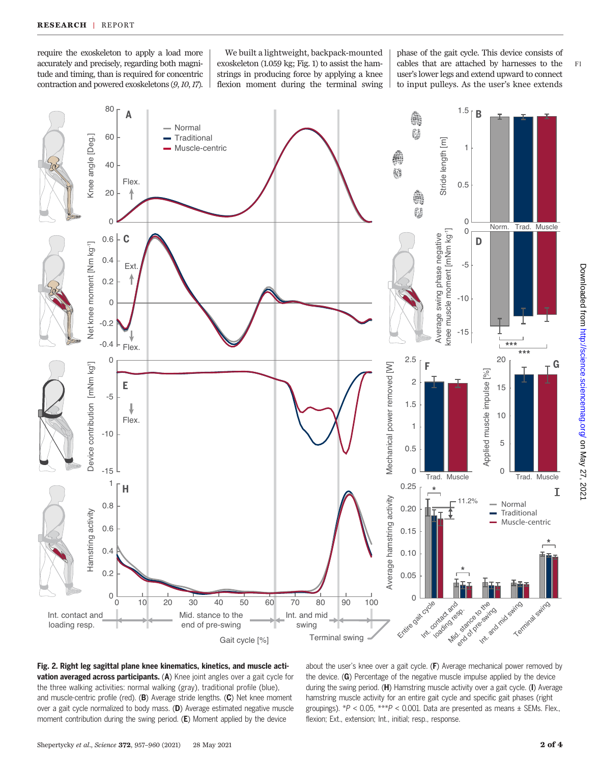require the exoskeleton to apply a load more accurately and precisely, regarding both magnitude and timing, than is required for concentric contraction and powered exoskeletons (*9*, *10*, *17*).

We built a lightweight, backpack-mounted exoskeleton (1.059 kg; Fig. 1) to assist the hamstrings in producing force by applying a knee flexion moment during the terminal swing phase of the gait cycle. This device consists of cables that are attached by harnesses to the user's lower legs and extend upward to connect to input pulleys. As the user's knee extends

**Fig. 2. Right leg sagittal plane knee kinematics, kinetics, and muscle activation averaged across participants.** (**A**) Knee joint angles over a gait cycle for the three walking activities: normal walking (gray), traditional profile (blue), and muscle-centric profile (red). (**B**) Average stride lengths. (**C**) Net knee moment over a gait cycle normalized to body mass. (**D**) Average estimated negative muscle moment contribution during the swing period. (**E**) Moment applied by the device about the user's knee over a gait cycle. (**F**) Average mechanical power removed by the device. (**G**) Percentage of the negative muscle impulse applied by the device during the swing period. (**H**) Hamstring muscle activity over a gait cycle. (**I**) Average hamstring muscle activity for an entire gait cycle and specific gait phases (right groupings). *$P < 0.05$, ***$P < 0.001$. Data are presented as means ± SEMs. Flex., flexion; Ext., extension; Int., initial; resp., response.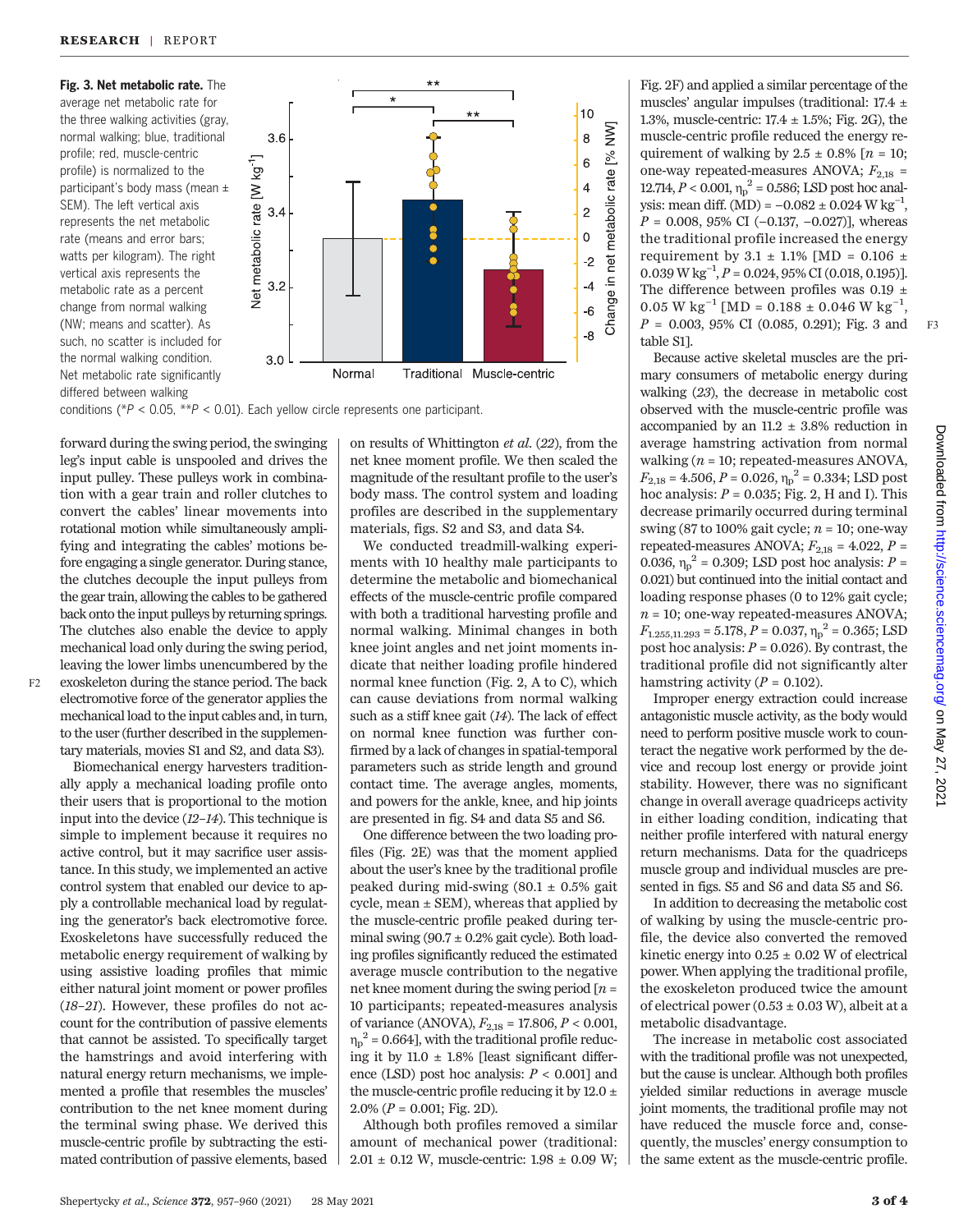**Fig. 3. Net metabolic rate.** The average net metabolic rate for the three walking activities (gray, normal walking; blue, traditional profile; red, muscle-centric profile) is normalized to the participant's body mass (mean ± SEM). The left vertical axis represents the net metabolic rate (means and error bars; watts per kilogram). The right vertical axis represents the metabolic rate as a percent change from normal walking (NW; means and scatter). As such, no scatter is included for the normal walking condition. Net metabolic rate significantly differed between walking conditions (*$P$ < 0.05, **$P$ < 0.01). Each yellow circle represents one participant.

forward during the swing period, the swinging leg's input cable is unspooled and drives the input pulley. These pulleys work in combination with a gear train and roller clutches to convert the cables' linear movements into rotational motion while simultaneously amplifying and integrating the cables' motions before engaging a single generator. During stance, the clutches decouple the input pulleys from the gear train, allowing the cables to be gathered back onto the input pulleys by returning springs. The clutches also enable the device to apply mechanical load only during the swing period, leaving the lower limbs unencumbered by the exoskeleton during the stance period. The back electromotive force of the generator applies the mechanical load to the input cables and, in turn, to the user (further described in the supplementary materials, movies S1 and S2, and data S3).

Biomechanical energy harvesters traditionally apply a mechanical loading profile onto their users that is proportional to the motion input into the device (*12*–*14*). This technique is simple to implement because it requires no active control, but it may sacrifice user assistance. In this study, we implemented an active control system that enabled our device to apply a controllable mechanical load by regulating the generator's back electromotive force. Exoskeletons have successfully reduced the metabolic energy requirement of walking by using assistive loading profiles that mimic either natural joint moment or power profiles (*18*–*21*). However, these profiles do not account for the contribution of passive elements that cannot be assisted. To specifically target the hamstrings and avoid interfering with natural energy return mechanisms, we implemented a profile that resembles the muscles' contribution to the net knee moment during the terminal swing phase. We derived this muscle-centric profile by subtracting the estimated contribution of passive elements, based on results of Whittington *et al.* (*22*), from the net knee moment profile. We then scaled the magnitude of the resultant profile to the user's body mass. The control system and loading profiles are described in the supplementary materials, figs. S2 and S3, and data S4.

We conducted treadmill-walking experiments with 10 healthy male participants to determine the metabolic and biomechanical effects of the muscle-centric profile compared with both a traditional harvesting profile and normal walking. Minimal changes in both knee joint angles and net joint moments indicate that neither loading profile hindered normal knee function (Fig. 2, A to C), which can cause deviations from normal walking such as a stiff knee gait (*14*). The lack of effect on normal knee function was further confirmed by a lack of changes in spatial-temporal parameters such as stride length and ground contact time. The average angles, moments, and powers for the ankle, knee, and hip joints are presented in fig. S4 and data S5 and S6.

One difference between the two loading profiles (Fig. 2E) was that the moment applied about the user's knee by the traditional profile peaked during mid-swing (80.1 ± 0.5% gait cycle, mean ± SEM), whereas that applied by the muscle-centric profile peaked during terminal swing (90.7 ± 0.2% gait cycle). Both loading profiles significantly reduced the estimated average muscle contribution to the negative net knee moment during the swing period [$n$ = 10 participants; repeated-measures analysis of variance (ANOVA), $F_{2,18}$ = 17.806, $P$ < 0.001, $\eta_p^2$ = 0.664], with the traditional profile reducing it by 11.0 ± 1.8% [least significant difference (LSD) post hoc analysis: $P$ < 0.001] and the muscle-centric profile reducing it by 12.0 ± 2.0% ($P$ = 0.001; Fig. 2D).

Although both profiles removed a similar amount of mechanical power (traditional: 2.01 ± 0.12 W, muscle-centric: 1.98 ± 0.09 W; Fig. 2F) and applied a similar percentage of the muscles' angular impulses (traditional: 17.4 ± 1.3%, muscle-centric: 17.4 ± 1.5%; Fig. 2G), the muscle-centric profile reduced the energy requirement of walking by 2.5 ± 0.8% [$n$ = 10; one-way repeated-measures ANOVA; $F_{2,18}$ = 12.714, $P$ < 0.001, $\eta_p^2$ = 0.586; LSD post hoc analysis: mean diff. (MD) = −0.082 ± 0.024 W kg$^{-1}$, $P$ = 0.008, 95% CI (−0.137, −0.027)], whereas the traditional profile increased the energy requirement by 3.1 ± 1.1% [MD = 0.106 ± 0.039 W kg$^{-1}$, $P$ = 0.024, 95% CI (0.018, 0.195)]. The difference between profiles was 0.19 ± 0.05 W kg$^{-1}$ [MD = 0.188 ± 0.046 W kg$^{-1}$, $P$ = 0.003, 95% CI (0.085, 0.291); Fig. 3 and table S1].

Because active skeletal muscles are the primary consumers of metabolic energy during walking (*23*), the decrease in metabolic cost observed with the muscle-centric profile was accompanied by an 11.2 ± 3.8% reduction in average hamstring activation from normal walking ($n$ = 10; repeated-measures ANOVA, $F_{2,18}$ = 4.506, $P$ = 0.026, $\eta_p^2$ = 0.334; LSD post hoc analysis: $P$ = 0.035; Fig. 2, H and I). This decrease primarily occurred during terminal swing (87 to 100% gait cycle; $n$ = 10; one-way repeated-measures ANOVA; $F_{2,18}$ = 4.022, $P$ = 0.036, $\eta_p^2$ = 0.309; LSD post hoc analysis: $P$ = 0.021) but continued into the initial contact and loading response phases (0 to 12% gait cycle; $n$ = 10; one-way repeated-measures ANOVA; $F_{1.255,11.293}$ = 5.178, $P$ = 0.037, $\eta_p^2$ = 0.365; LSD post hoc analysis: $P$ = 0.026). By contrast, the traditional profile did not significantly alter hamstring activity ($P$ = 0.102).

Improper energy extraction could increase antagonistic muscle activity, as the body would need to perform positive muscle work to counteract the negative work performed by the device and recoup lost energy or provide joint stability. However, there was no significant change in overall average quadriceps activity in either loading condition, indicating that neither profile interfered with natural energy return mechanisms. Data for the quadriceps muscle group and individual muscles are presented in figs. S5 and S6 and data S5 and S6.

In addition to decreasing the metabolic cost of walking by using the muscle-centric profile, the device also converted the removed kinetic energy into 0.25 ± 0.02 W of electrical power. When applying the traditional profile, the exoskeleton produced twice the amount of electrical power (0.53 ± 0.03 W), albeit at a metabolic disadvantage.

The increase in metabolic cost associated with the traditional profile was not unexpected, but the cause is unclear. Although both profiles yielded similar reductions in average muscle joint moments, the traditional profile may not have reduced the muscle force and, consequently, the muscles' energy consumption to the same extent as the muscle-centric profile.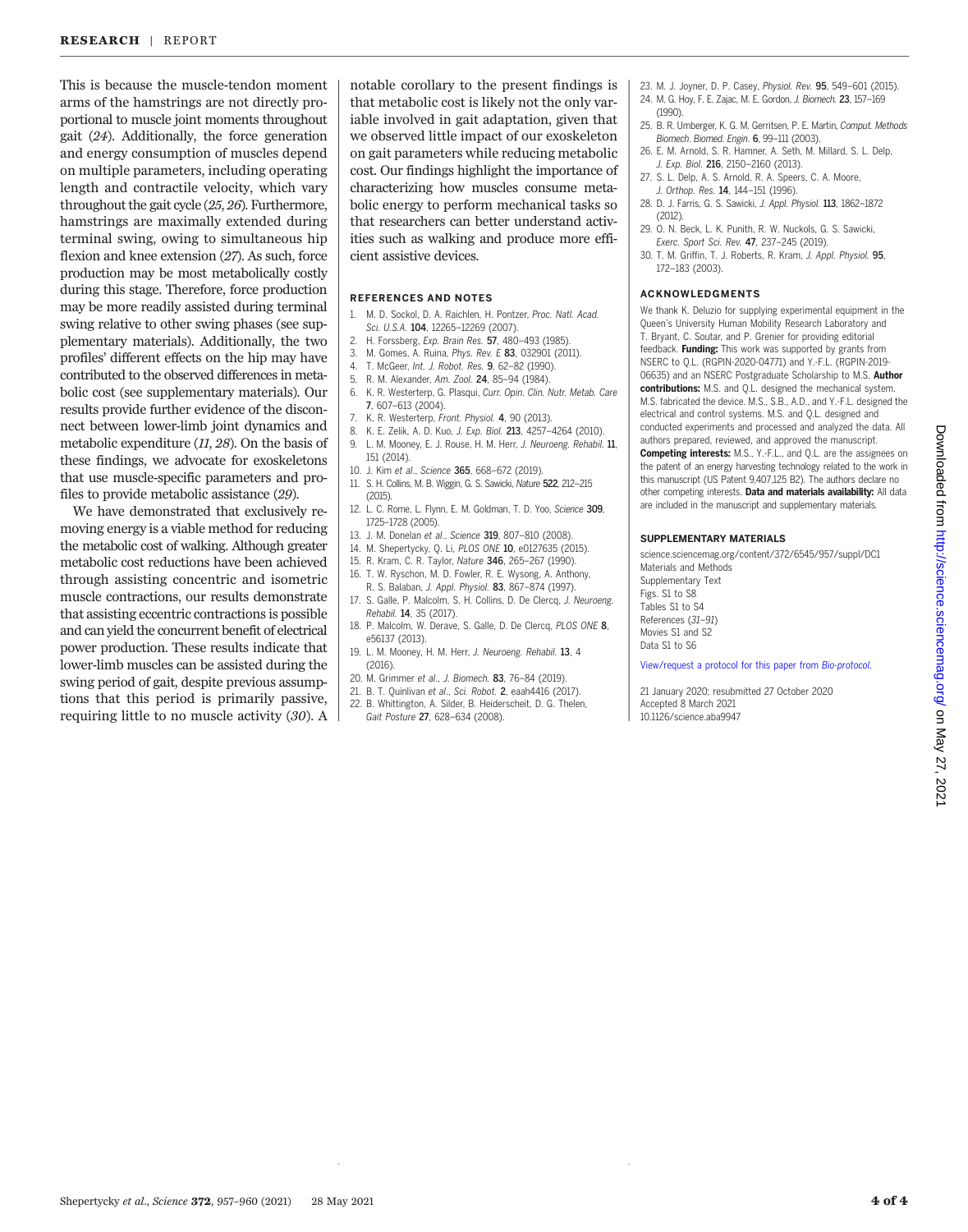This is because the muscle-tendon moment arms of the hamstrings are not directly proportional to muscle joint moments throughout gait (*24*). Additionally, the force generation and energy consumption of muscles depend on multiple parameters, including operating length and contractile velocity, which vary throughout the gait cycle (*25*, *26*). Furthermore, hamstrings are maximally extended during terminal swing, owing to simultaneous hip flexion and knee extension (*27*). As such, force production may be most metabolically costly during this stage. Therefore, force production may be more readily assisted during terminal swing relative to other swing phases (see supplementary materials). Additionally, the two profiles' different effects on the hip may have contributed to the observed differences in metabolic cost (see supplementary materials). Our results provide further evidence of the disconnect between lower-limb joint dynamics and metabolic expenditure (*11*, *28*). On the basis of these findings, we advocate for exoskeletons that use muscle-specific parameters and profiles to provide metabolic assistance (*29*).

We have demonstrated that exclusively removing energy is a viable method for reducing the metabolic cost of walking. Although greater metabolic cost reductions have been achieved through assisting concentric and isometric muscle contractions, our results demonstrate that assisting eccentric contractions is possible and can yield the concurrent benefit of electrical power production. These results indicate that lower-limb muscles can be assisted during the swing period of gait, despite previous assumptions that this period is primarily passive, requiring little to no muscle activity (*30*). A notable corollary to the present findings is that metabolic cost is likely not the only variable involved in gait adaptation, given that we observed little impact of our exoskeleton on gait parameters while reducing metabolic cost. Our findings highlight the importance of characterizing how muscles consume metabolic energy to perform mechanical tasks so that researchers can better understand activities such as walking and produce more efficient assistive devices.

## REFERENCES AND NOTES

1. M. D. Sockol, D. A. Raichlen, H. Pontzer, *Proc. Natl. Acad. Sci. U.S.A.* **104**, 12265–12269 (2007).
2. H. Forssberg, *Exp. Brain Res.* **57**, 480–493 (1985).
3. M. Gomes, A. Ruina, *Phys. Rev. E* **83**, 032901 (2011).
4. T. McGeer, *Int. J. Robot. Res.* **9**, 62–82 (1990).
5. R. M. Alexander, *Am. Zool.* **24**, 85–94 (1984).
6. K. R. Westerterp, G. Plasqui, *Curr. Opin. Clin. Nutr. Metab. Care* **7**, 607–613 (2004).
7. K. R. Westerterp, *Front. Physiol.* **4**, 90 (2013).
8. K. E. Zelik, A. D. Kuo, *J. Exp. Biol.* **213**, 4257–4264 (2010).
9. L. M. Mooney, E. J. Rouse, H. M. Herr, *J. Neuroeng. Rehabil.* **11**, 151 (2014).
10. J. Kim *et al.*, *Science* **365**, 668–672 (2019).
11. S. H. Collins, M. B. Wiggin, G. S. Sawicki, *Nature* **522**, 212–215 (2015).
12. L. C. Rome, L. Flynn, E. M. Goldman, T. D. Yoo, *Science* **309**, 1725–1728 (2005).
13. J. M. Donelan *et al.*, *Science* **319**, 807–810 (2008).
14. M. Shepertycky, Q. Li, *PLOS ONE* **10**, e0127635 (2015).
15. R. Kram, C. R. Taylor, *Nature* **346**, 265–267 (1990).
16. T. W. Ryschon, M. D. Fowler, R. E. Wysong, A. Anthony, R. S. Balaban, *J. Appl. Physiol.* **83**, 867–874 (1997).
17. S. Galle, P. Malcolm, S. H. Collins, D. De Clercq, *J. Neuroeng. Rehabil.* **14**, 35 (2017).
18. P. Malcolm, W. Derave, S. Galle, D. De Clercq, *PLOS ONE* **8**, e56137 (2013).
19. L. M. Mooney, H. M. Herr, *J. Neuroeng. Rehabil.* **13**, 4 (2016).
20. M. Grimmer *et al.*, *J. Biomech.* **83**, 76–84 (2019).
21. B. T. Quinlivan *et al.*, *Sci. Robot.* **2**, eaah4416 (2017).
22. B. Whittington, A. Silder, B. Heiderscheit, D. G. Thelen, *Gait Posture* **27**, 628–634 (2008).
23. M. J. Joyner, D. P. Casey, *Physiol. Rev.* **95**, 549–601 (2015).
24. M. G. Hoy, F. E. Zajac, M. E. Gordon, *J. Biomech.* **23**, 157–169 (1990).
25. B. R. Umberger, K. G. M. Gerritsen, P. E. Martin, *Comput. Methods Biomech. Biomed. Engin.* **6**, 99–111 (2003).
26. E. M. Arnold, S. R. Hamner, A. Seth, M. Millard, S. L. Delp, *J. Exp. Biol.* **216**, 2150–2160 (2013).
27. S. L. Delp, A. S. Arnold, R. A. Speers, C. A. Moore, *J. Orthop. Res.* **14**, 144–151 (1996).
28. D. J. Farris, G. S. Sawicki, *J. Appl. Physiol.* **113**, 1862–1872 (2012).
29. O. N. Beck, L. K. Punith, R. W. Nuckols, G. S. Sawicki, *Exerc. Sport Sci. Rev.* **47**, 237–245 (2019).
30. T. M. Griffin, T. J. Roberts, R. Kram, *J. Appl. Physiol.* **95**, 172–183 (2003).

## ACKNOWLEDGMENTS

We thank K. Deluzio for supplying experimental equipment in the Queen's University Human Mobility Research Laboratory and T. Bryant, C. Soutar, and P. Grenier for providing editorial feedback. **Funding:** This work was supported by grants from NSERC to Q.L. (RGPIN-2020-04771) and Y.-F.L. (RGPIN-2019-06635) and an NSERC Postgraduate Scholarship to M.S. **Author contributions:** M.S. and Q.L. designed the mechanical system. M.S. fabricated the device. M.S., S.B., A.D., and Y.-F.L. designed the electrical and control systems. M.S. and Q.L. designed and conducted experiments and processed and analyzed the data. All authors prepared, reviewed, and approved the manuscript. **Competing interests:** M.S., Y.-F.L., and Q.L. are the assignees on the patent of an energy harvesting technology related to the work in this manuscript (US Patent 9,407,125 B2). The authors declare no other competing interests. **Data and materials availability:** All data are included in the manuscript and supplementary materials.

## SUPPLEMENTARY MATERIALS

science.sciencemag.org/content/372/6545/957/suppl/DC1
Materials and Methods
Supplementary Text
Figs. S1 to S8
Tables S1 to S4
References (*31*–*91*)
Movies S1 and S2
Data S1 to S6

View/request a protocol for this paper from *Bio-protocol*.

21 January 2020; resubmitted 27 October 2020
Accepted 8 March 2021
10.1126/science.aba9947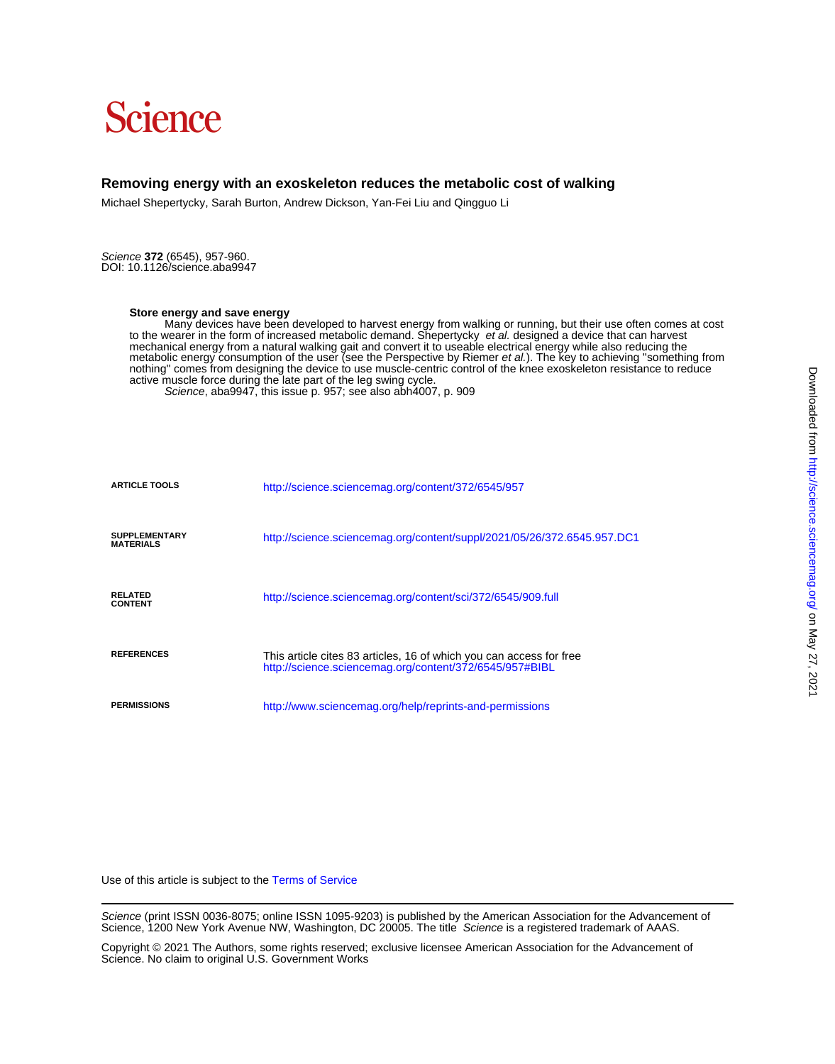# Science

## Removing energy with an exoskeleton reduces the metabolic cost of walking

Michael Shepertycky, Sarah Burton, Andrew Dickson, Yan-Fei Liu and Qingguo Li

*Science* **372** (6545), 957-960.
DOI: 10.1126/science.aba9947

**Store energy and save energy**

Many devices have been developed to harvest energy from walking or running, but their use often comes at cost to the wearer in the form of increased metabolic demand. Shepertycky *et al.* designed a device that can harvest mechanical energy from a natural walking gait and convert it to useable electrical energy while also reducing the metabolic energy consumption of the user (see the Perspective by Riemer *et al.*). The key to achieving "something from nothing" comes from designing the device to use muscle-centric control of the knee exoskeleton resistance to reduce active muscle force during the late part of the leg swing cycle.

*Science*, aba9947, this issue p. 957; see also abh4007, p. 909

| | |
|---|---|
| **ARTICLE TOOLS** | http://science.sciencemag.org/content/372/6545/957 |
| **SUPPLEMENTARY MATERIALS** | http://science.sciencemag.org/content/suppl/2021/05/26/372.6545.957.DC1 |
| **RELATED CONTENT** | http://science.sciencemag.org/content/sci/372/6545/909.full |
| **REFERENCES** | This article cites 83 articles, 16 of which you can access for free http://science.sciencemag.org/content/372/6545/957#BIBL |
| **PERMISSIONS** | http://www.sciencemag.org/help/reprints-and-permissions |

Use of this article is subject to the Terms of Service

*Science* (print ISSN 0036-8075; online ISSN 1095-9203) is published by the American Association for the Advancement of Science, 1200 New York Avenue NW, Washington, DC 20005. The title *Science* is a registered trademark of AAAS.

Copyright © 2021 The Authors, some rights reserved; exclusive licensee American Association for the Advancement of Science. No claim to original U.S. Government Works

Downloaded from http://science.sciencemag.org/ on May 27, 2021